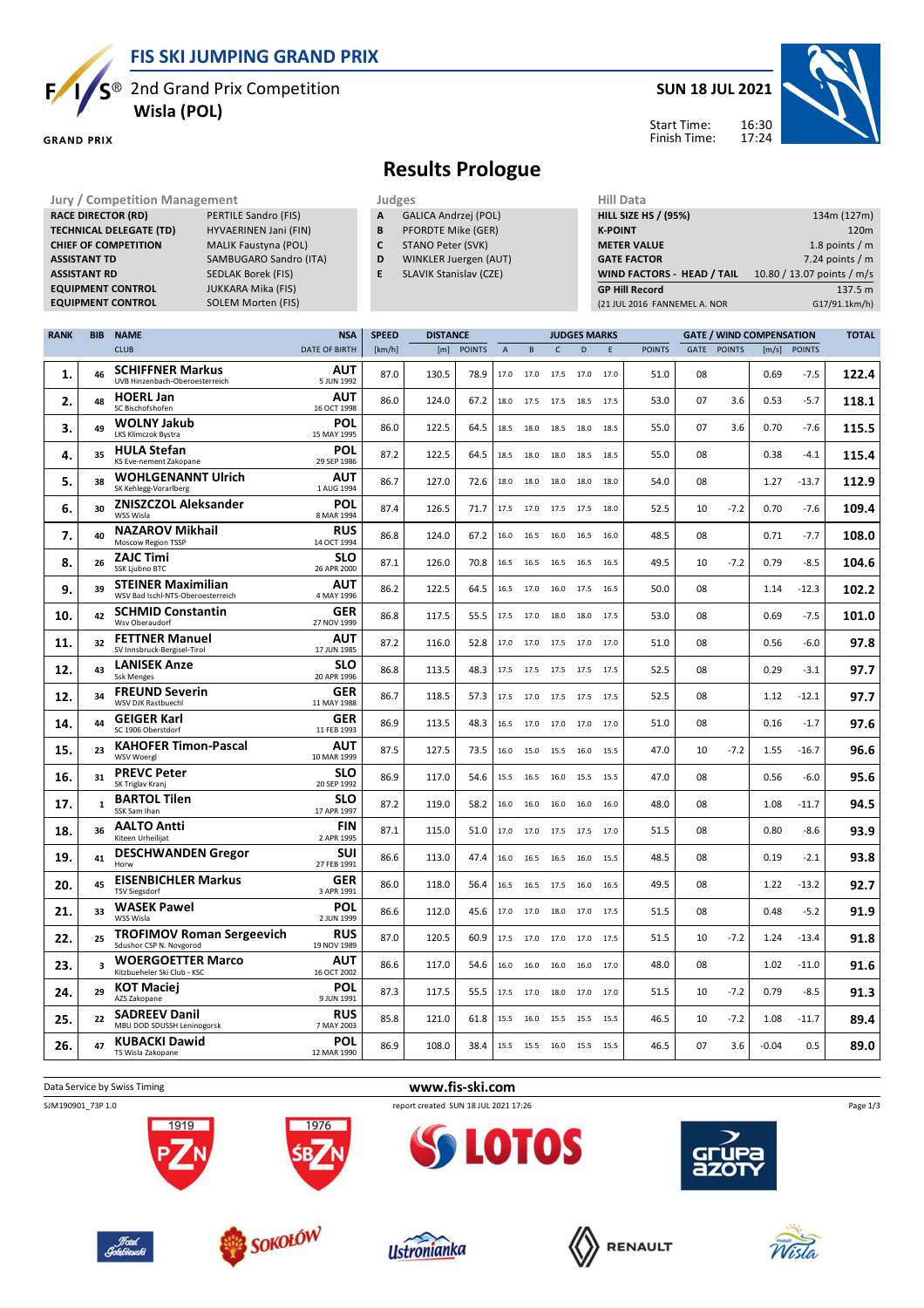# FIS SKI JUMPING GRAND PRIX

2nd Grand Prix Competition
**Wisla (POL)**

**SUN 18 JUL 2021**

Start Time: 16:30
Finish Time: 17:24

## Results Prologue

| Jury / Competition Management | |
|---|---|
| RACE DIRECTOR (RD) | PERTILE Sandro (FIS) |
| TECHNICAL DELEGATE (TD) | HYVAERINEN Jani (FIN) |
| CHIEF OF COMPETITION | MALIK Faustyna (POL) |
| ASSISTANT TD | SAMBUGARO Sandro (ITA) |
| ASSISTANT RD | SEDLAK Borek (FIS) |
| EQUIPMENT CONTROL | JUKKARA Mika (FIS) |
| EQUIPMENT CONTROL | SOLEM Morten (FIS) |

| Judges | |
|---|---|
| A | GALICA Andrzej (POL) |
| B | PFORDTE Mike (GER) |
| C | STANO Peter (SVK) |
| D | WINKLER Juergen (AUT) |
| E | SLAVIK Stanislav (CZE) |

| Hill Data | |
|---|---|
| HILL SIZE HS / (95%) | 134m (127m) |
| K-POINT | 120m |
| METER VALUE | 1.8 points / m |
| GATE FACTOR | 7.24 points / m |
| WIND FACTORS - HEAD / TAIL | 10.80 / 13.07 points / m/s |
| GP Hill Record | 137.5 m |
| (21 JUL 2016 FANNEMEL A. NOR | G17/91.1km/h) |

| RANK | BIB | NAME / CLUB | NSA / DATE OF BIRTH | SPEED [km/h] | DISTANCE [m] | DISTANCE POINTS | A | B | C | D | E | JUDGES POINTS | GATE | GATE POINTS | WIND [m/s] | WIND POINTS | TOTAL |
|---|---|---|---|---|---|---|---|---|---|---|---|---|---|---|---|---|---|
| 1. | 46 | **SCHIFFNER Markus** UVB Hinzenbach-Oberoesterreich | AUT 5 JUN 1992 | 87.0 | 130.5 | 78.9 | 17.0 | 17.0 | 17.5 | 17.0 | 17.0 | 51.0 | 08 | | 0.69 | -7.5 | **122.4** |
| 2. | 48 | **HOERL Jan** SC Bischofshofen | AUT 16 OCT 1998 | 86.0 | 124.0 | 67.2 | 18.0 | 17.5 | 17.5 | 18.5 | 17.5 | 53.0 | 07 | 3.6 | 0.53 | -5.7 | **118.1** |
| 3. | 49 | **WOLNY Jakub** LKS Klimczok Bystra | POL 15 MAY 1995 | 86.0 | 122.5 | 64.5 | 18.5 | 18.0 | 18.5 | 18.0 | 18.5 | 55.0 | 07 | 3.6 | 0.70 | -7.6 | **115.5** |
| 4. | 35 | **HULA Stefan** KS Eve-nement Zakopane | POL 29 SEP 1986 | 87.2 | 122.5 | 64.5 | 18.5 | 18.0 | 18.0 | 18.5 | 18.5 | 55.0 | 08 | | 0.38 | -4.1 | **115.4** |
| 5. | 38 | **WOHLGENANNT Ulrich** SK Kehlegg-Vorarlberg | AUT 1 AUG 1994 | 86.7 | 127.0 | 72.6 | 18.0 | 18.0 | 18.0 | 18.0 | 18.0 | 54.0 | 08 | | 1.27 | -13.7 | **112.9** |
| 6. | 30 | **ZNISZCZOL Aleksander** WSS Wisla | POL 8 MAR 1994 | 87.4 | 126.5 | 71.7 | 17.5 | 17.0 | 17.5 | 17.5 | 18.0 | 52.5 | 10 | -7.2 | 0.70 | -7.6 | **109.4** |
| 7. | 40 | **NAZAROV Mikhail** Moscow Region TSSP | RUS 14 OCT 1994 | 86.8 | 124.0 | 67.2 | 16.0 | 16.5 | 16.0 | 16.5 | 16.0 | 48.5 | 08 | | 0.71 | -7.7 | **108.0** |
| 8. | 26 | **ZAJC Timi** SSK Ljubno BTC | SLO 26 APR 2000 | 87.1 | 126.0 | 70.8 | 16.5 | 16.5 | 16.5 | 16.5 | 16.5 | 49.5 | 10 | -7.2 | 0.79 | -8.5 | **104.6** |
| 9. | 39 | **STEINER Maximilian** WSV Bad Ischl-NTS-Oberoesterreich | AUT 4 MAY 1996 | 86.2 | 122.5 | 64.5 | 16.5 | 17.0 | 16.0 | 17.5 | 16.5 | 50.0 | 08 | | 1.14 | -12.3 | **102.2** |
| 10. | 42 | **SCHMID Constantin** Wsv Oberaudorf | GER 27 NOV 1999 | 86.8 | 117.5 | 55.5 | 17.5 | 17.0 | 18.0 | 18.0 | 17.5 | 53.0 | 08 | | 0.69 | -7.5 | **101.0** |
| 11. | 32 | **FETTNER Manuel** SV Innsbruck-Bergisel-Tirol | AUT 17 JUN 1985 | 87.2 | 116.0 | 52.8 | 17.0 | 17.0 | 17.5 | 17.0 | 17.0 | 51.0 | 08 | | 0.56 | -6.0 | **97.8** |
| 12. | 43 | **LANISEK Anze** Ssk Menges | SLO 20 APR 1996 | 86.8 | 113.5 | 48.3 | 17.5 | 17.5 | 17.5 | 17.5 | 17.5 | 52.5 | 08 | | 0.29 | -3.1 | **97.7** |
| 12. | 34 | **FREUND Severin** WSV DJK Rastbuechl | GER 11 MAY 1988 | 86.7 | 118.5 | 57.3 | 17.5 | 17.0 | 17.5 | 17.5 | 17.5 | 52.5 | 08 | | 1.12 | -12.1 | **97.7** |
| 14. | 44 | **GEIGER Karl** SC 1906 Oberstdorf | GER 11 FEB 1993 | 86.9 | 113.5 | 48.3 | 16.5 | 17.0 | 17.0 | 17.0 | 17.0 | 51.0 | 08 | | 0.16 | -1.7 | **97.6** |
| 15. | 23 | **KAHOFER Timon-Pascal** WSV Woergl | AUT 10 MAR 1999 | 87.5 | 127.5 | 73.5 | 16.0 | 15.0 | 15.5 | 16.0 | 15.5 | 47.0 | 10 | -7.2 | 1.55 | -16.7 | **96.6** |
| 16. | 31 | **PREVC Peter** SK Triglav Kranj | SLO 20 SEP 1992 | 86.9 | 117.0 | 54.6 | 15.5 | 16.5 | 16.0 | 15.5 | 15.5 | 47.0 | 08 | | 0.56 | -6.0 | **95.6** |
| 17. | 1 | **BARTOL Tilen** SSK Sam Ihan | SLO 17 APR 1997 | 87.2 | 119.0 | 58.2 | 16.0 | 16.0 | 16.0 | 16.0 | 16.0 | 48.0 | 08 | | 1.08 | -11.7 | **94.5** |
| 18. | 36 | **AALTO Antti** Kiteen Urheilijat | FIN 2 APR 1995 | 87.1 | 115.0 | 51.0 | 17.0 | 17.0 | 17.5 | 17.5 | 17.0 | 51.5 | 08 | | 0.80 | -8.6 | **93.9** |
| 19. | 41 | **DESCHWANDEN Gregor** Horw | SUI 27 FEB 1991 | 86.6 | 113.0 | 47.4 | 16.0 | 16.5 | 16.5 | 16.0 | 15.5 | 48.5 | 08 | | 0.19 | -2.1 | **93.8** |
| 20. | 45 | **EISENBICHLER Markus** TSV Siegsdorf | GER 3 APR 1991 | 86.0 | 118.0 | 56.4 | 16.5 | 16.5 | 17.5 | 16.0 | 16.5 | 49.5 | 08 | | 1.22 | -13.2 | **92.7** |
| 21. | 33 | **WASEK Pawel** WSS Wisla | POL 2 JUN 1999 | 86.6 | 112.0 | 45.6 | 17.0 | 17.0 | 18.0 | 17.0 | 17.5 | 51.5 | 08 | | 0.48 | -5.2 | **91.9** |
| 22. | 25 | **TROFIMOV Roman Sergeevich** Sdushor CSP N. Novgorod | RUS 19 NOV 1989 | 87.0 | 120.5 | 60.9 | 17.5 | 17.0 | 17.0 | 17.0 | 17.5 | 51.5 | 10 | -7.2 | 1.24 | -13.4 | **91.8** |
| 23. | 3 | **WOERGOETTER Marco** Kitzbueheler Ski Club - KSC | AUT 16 OCT 2002 | 86.6 | 117.0 | 54.6 | 16.0 | 16.0 | 16.0 | 16.0 | 17.0 | 48.0 | 08 | | 1.02 | -11.0 | **91.6** |
| 24. | 29 | **KOT Maciej** AZS Zakopane | POL 9 JUN 1991 | 87.3 | 117.5 | 55.5 | 17.5 | 17.0 | 18.0 | 17.0 | 17.0 | 51.5 | 10 | -7.2 | 0.79 | -8.5 | **91.3** |
| 25. | 22 | **SADREEV Danil** MBU DOD SDUSSH Leninogorsk | RUS 7 MAY 2003 | 85.8 | 121.0 | 61.8 | 15.5 | 16.0 | 15.5 | 15.5 | 15.5 | 46.5 | 10 | -7.2 | 1.08 | -11.7 | **89.4** |
| 26. | 47 | **KUBACKI Dawid** TS Wisla Zakopane | POL 12 MAR 1990 | 86.9 | 108.0 | 38.4 | 15.5 | 15.5 | 16.0 | 15.5 | 15.5 | 46.5 | 07 | 3.6 | -0.04 | 0.5 | **89.0** |

Data Service by Swiss Timing — www.fis-ski.com

SJM190901_73P 1.0 — report created SUN 18 JUL 2021 17:26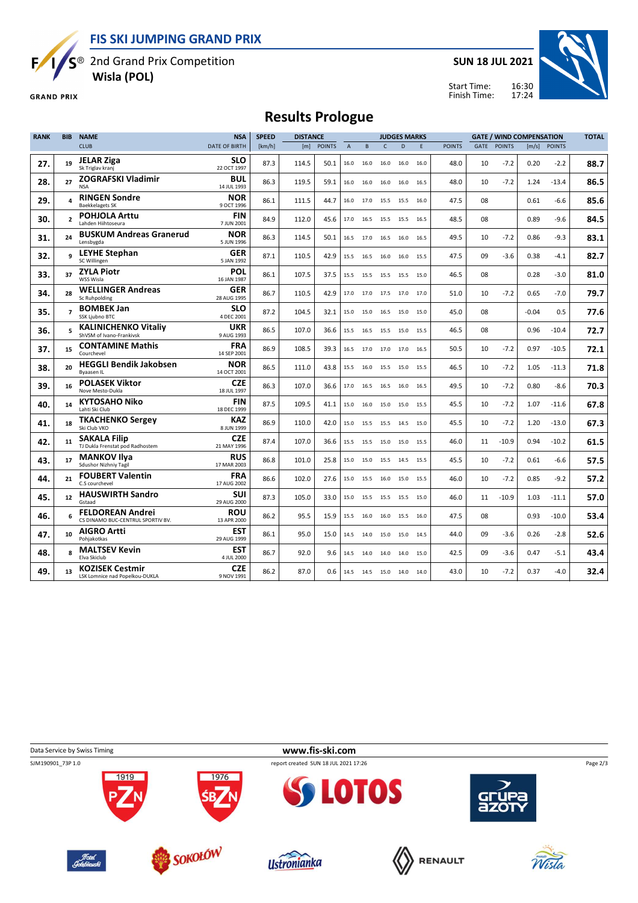# FIS SKI JUMPING GRAND PRIX

2nd Grand Prix Competition
**Wisla (POL)**

**SUN 18 JUL 2021**

Start Time: 16:30
Finish Time: 17:24

## Results Prologue

| RANK | BIB | NAME / CLUB | NSA / DATE OF BIRTH | SPEED [km/h] | DISTANCE [m] | DISTANCE POINTS | A | B | C | D | E | JUDGES POINTS | GATE | GATE POINTS | WIND [m/s] | WIND POINTS | TOTAL |
|---|---|---|---|---|---|---|---|---|---|---|---|---|---|---|---|---|---|
| 27. | 19 | **JELAR Ziga** Sk Triglav kranj | SLO 22 OCT 1997 | 87.3 | 114.5 | 50.1 | 16.0 | 16.0 | 16.0 | 16.0 | 16.0 | 48.0 | 10 | -7.2 | 0.20 | -2.2 | 88.7 |
| 28. | 27 | **ZOGRAFSKI Vladimir** NSA | BUL 14 JUL 1993 | 86.3 | 119.5 | 59.1 | 16.0 | 16.0 | 16.0 | 16.0 | 16.5 | 48.0 | 10 | -7.2 | 1.24 | -13.4 | 86.5 |
| 29. | 4 | **RINGEN Sondre** Baekkelagets SK | NOR 9 OCT 1996 | 86.1 | 111.5 | 44.7 | 16.0 | 17.0 | 15.5 | 15.5 | 16.0 | 47.5 | 08 | | 0.61 | -6.6 | 85.6 |
| 30. | 2 | **POHJOLA Arttu** Lahden Hiihtoseura | FIN 7 JUN 2001 | 84.9 | 112.0 | 45.6 | 17.0 | 16.5 | 15.5 | 15.5 | 16.5 | 48.5 | 08 | | 0.89 | -9.6 | 84.5 |
| 31. | 24 | **BUSKUM Andreas Granerud** Lensbygda | NOR 5 JUN 1996 | 86.3 | 114.5 | 50.1 | 16.5 | 17.0 | 16.5 | 16.0 | 16.5 | 49.5 | 10 | -7.2 | 0.86 | -9.3 | 83.1 |
| 32. | 9 | **LEYHE Stephan** SC Willingen | GER 5 JAN 1992 | 87.1 | 110.5 | 42.9 | 15.5 | 16.5 | 16.0 | 16.0 | 15.5 | 47.5 | 09 | -3.6 | 0.38 | -4.1 | 82.7 |
| 33. | 37 | **ZYLA Piotr** WSS Wisla | POL 16 JAN 1987 | 86.1 | 107.5 | 37.5 | 15.5 | 15.5 | 15.5 | 15.5 | 15.0 | 46.5 | 08 | | 0.28 | -3.0 | 81.0 |
| 34. | 28 | **WELLINGER Andreas** Sc Ruhpolding | GER 28 AUG 1995 | 86.7 | 110.5 | 42.9 | 17.0 | 17.0 | 17.5 | 17.0 | 17.0 | 51.0 | 10 | -7.2 | 0.65 | -7.0 | 79.7 |
| 35. | 7 | **BOMBEK Jan** SSK Ljubno BTC | SLO 4 DEC 2001 | 87.2 | 104.5 | 32.1 | 15.0 | 15.0 | 16.5 | 15.0 | 15.0 | 45.0 | 08 | | -0.04 | 0.5 | 77.6 |
| 36. | 5 | **KALINICHENKO Vitaliy** ShVSM of Ivano-Frankivsk | UKR 9 AUG 1993 | 86.5 | 107.0 | 36.6 | 15.5 | 16.5 | 15.5 | 15.0 | 15.5 | 46.5 | 08 | | 0.96 | -10.4 | 72.7 |
| 37. | 15 | **CONTAMINE Mathis** Courchevel | FRA 14 SEP 2001 | 86.9 | 108.5 | 39.3 | 16.5 | 17.0 | 17.0 | 17.0 | 16.5 | 50.5 | 10 | -7.2 | 0.97 | -10.5 | 72.1 |
| 38. | 20 | **HEGGLI Bendik Jakobsen** Byaasen IL | NOR 14 OCT 2001 | 86.5 | 111.0 | 43.8 | 15.5 | 16.0 | 15.5 | 15.0 | 15.5 | 46.5 | 10 | -7.2 | 1.05 | -11.3 | 71.8 |
| 39. | 16 | **POLASEK Viktor** Nove Mesto-Dukla | CZE 18 JUL 1997 | 86.3 | 107.0 | 36.6 | 17.0 | 16.5 | 16.5 | 16.0 | 16.5 | 49.5 | 10 | -7.2 | 0.80 | -8.6 | 70.3 |
| 40. | 14 | **KYTOSAHO Niko** Lahti Ski Club | FIN 18 DEC 1999 | 87.5 | 109.5 | 41.1 | 15.0 | 16.0 | 15.0 | 15.0 | 15.5 | 45.5 | 10 | -7.2 | 1.07 | -11.6 | 67.8 |
| 41. | 18 | **TKACHENKO Sergey** Ski Club VKO | KAZ 8 JUN 1999 | 86.9 | 110.0 | 42.0 | 15.0 | 15.5 | 15.5 | 14.5 | 15.0 | 45.5 | 10 | -7.2 | 1.20 | -13.0 | 67.3 |
| 42. | 11 | **SAKALA Filip** TJ Dukla Frenstat pod Radhostem | CZE 21 MAY 1996 | 87.4 | 107.0 | 36.6 | 15.5 | 15.5 | 15.0 | 15.0 | 15.5 | 46.0 | 11 | -10.9 | 0.94 | -10.2 | 61.5 |
| 43. | 17 | **MANKOV Ilya** Sdushor Nizhniy Tagil | RUS 17 MAR 2003 | 86.8 | 101.0 | 25.8 | 15.0 | 15.0 | 15.5 | 14.5 | 15.5 | 45.5 | 10 | -7.2 | 0.61 | -6.6 | 57.5 |
| 44. | 21 | **FOUBERT Valentin** C.S courchevel | FRA 17 AUG 2002 | 86.6 | 102.0 | 27.6 | 15.0 | 15.5 | 16.0 | 15.0 | 15.5 | 46.0 | 10 | -7.2 | 0.85 | -9.2 | 57.2 |
| 45. | 12 | **HAUSWIRTH Sandro** Gstaad | SUI 29 AUG 2000 | 87.3 | 105.0 | 33.0 | 15.0 | 15.5 | 15.5 | 15.5 | 15.0 | 46.0 | 11 | -10.9 | 1.03 | -11.1 | 57.0 |
| 46. | 6 | **FELDOREAN Andrei** CS DINAMO BUC-CENTRUL SPORTIV BV. | ROU 13 APR 2000 | 86.2 | 95.5 | 15.9 | 15.5 | 16.0 | 16.0 | 15.5 | 16.0 | 47.5 | 08 | | 0.93 | -10.0 | 53.4 |
| 47. | 10 | **AIGRO Artti** Pohjakotkas | EST 29 AUG 1999 | 86.1 | 95.0 | 15.0 | 14.5 | 14.0 | 15.0 | 15.0 | 14.5 | 44.0 | 09 | -3.6 | 0.26 | -2.8 | 52.6 |
| 48. | 8 | **MALTSEV Kevin** Elva Skiclub | EST 4 JUL 2000 | 86.7 | 92.0 | 9.6 | 14.5 | 14.0 | 14.0 | 14.0 | 15.0 | 42.5 | 09 | -3.6 | 0.47 | -5.1 | 43.4 |
| 49. | 13 | **KOZISEK Cestmir** LSK Lomnice nad Popelkou-DUKLA | CZE 9 NOV 1991 | 86.2 | 87.0 | 0.6 | 14.5 | 14.5 | 15.0 | 14.0 | 14.0 | 43.0 | 10 | -7.2 | 0.37 | -4.0 | 32.4 |

Data Service by Swiss Timing — www.fis-ski.com

SJM190901_73P 1.0 — report created SUN 18 JUL 2021 17:26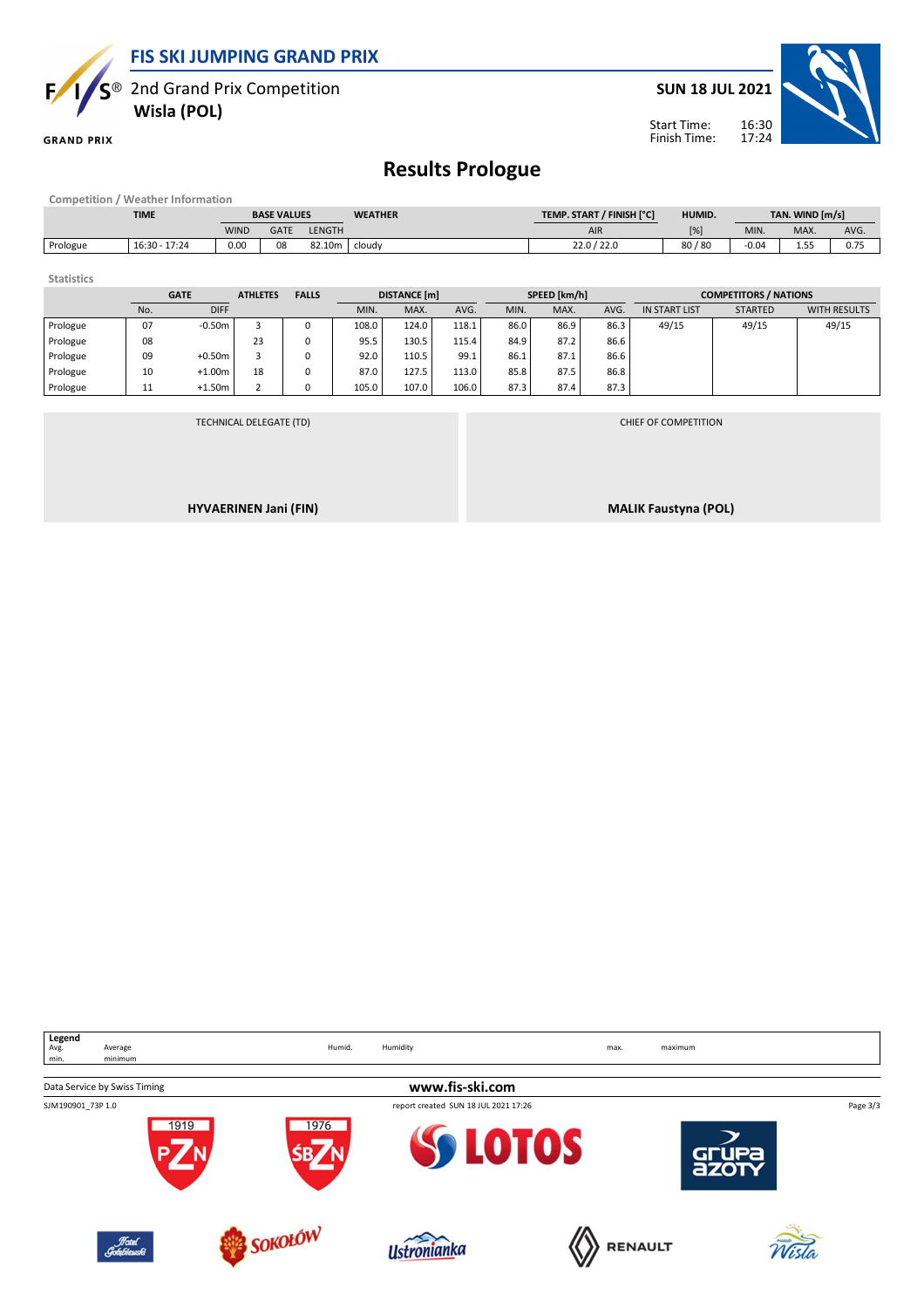# FIS SKI JUMPING GRAND PRIX

2nd Grand Prix Competition
**Wisla (POL)**

**SUN 18 JUL 2021**

Start Time: 16:30
Finish Time: 17:24

## Results Prologue

Competition / Weather Information

| | TIME | BASE VALUES | | | WEATHER | TEMP. START / FINISH [°C] | HUMID. | TAN. WIND [m/s] | | |
|---|---|---|---|---|---|---|---|---|---|---|
| | | WIND | GATE | LENGTH | | AIR | [%] | MIN. | MAX. | AVG. |
| Prologue | 16:30 - 17:24 | 0.00 | 08 | 82.10m | cloudy | 22.0 / 22.0 | 80 / 80 | -0.04 | 1.55 | 0.75 |

Statistics

| | GATE | | ATHLETES | FALLS | DISTANCE [m] | | | SPEED [km/h] | | | COMPETITORS / NATIONS | | |
|---|---|---|---|---|---|---|---|---|---|---|---|---|---|
| | No. | DIFF | | | MIN. | MAX. | AVG. | MIN. | MAX. | AVG. | IN START LIST | STARTED | WITH RESULTS |
| Prologue | 07 | -0.50m | 3 | 0 | 108.0 | 124.0 | 118.1 | 86.0 | 86.9 | 86.3 | 49/15 | 49/15 | 49/15 |
| Prologue | 08 | | 23 | 0 | 95.5 | 130.5 | 115.4 | 84.9 | 87.2 | 86.6 | | | |
| Prologue | 09 | +0.50m | 3 | 0 | 92.0 | 110.5 | 99.1 | 86.1 | 87.1 | 86.6 | | | |
| Prologue | 10 | +1.00m | 18 | 0 | 87.0 | 127.5 | 113.0 | 85.8 | 87.5 | 86.8 | | | |
| Prologue | 11 | +1.50m | 2 | 0 | 105.0 | 107.0 | 106.0 | 87.3 | 87.4 | 87.3 | | | |

TECHNICAL DELEGATE (TD)

**HYVAERINEN Jani (FIN)**

CHIEF OF COMPETITION

**MALIK Faustyna (POL)**

**Legend**

| | | | | | |
|---|---|---|---|---|---|
| Avg. | Average | Humid. | Humidity | max. | maximum |
| min. | minimum | | | | |

Data Service by Swiss Timing

www.fis-ski.com

SJM190901_73P 1.0

report created SUN 18 JUL 2021 17:26